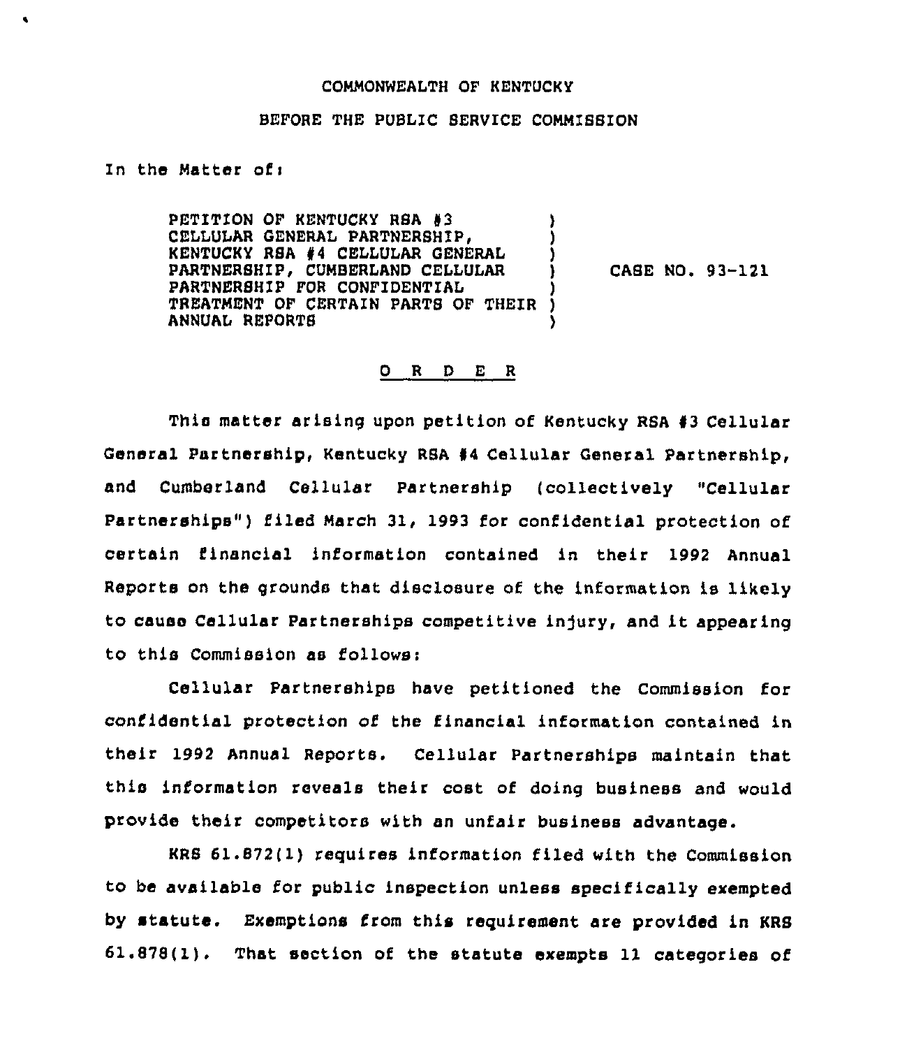COMMONWEALTH OF KENTUCKY

BEFORE THE PUBLIC SERVICE COMMISSION

In the Matter of:

PETITION OF KENTUCKY RSA #3 CELLULAR GENERAL PARTNERSHIP, KENTUCKY RSA #4 CELLULAR GENERAL PARTNERSHIP, CUMBERLAND CELLULAR PARTNERSHIP FOR CONFIDENTIAL TREATMENT OF CERTAIN PARTS OF THEIR ANNUAL REPORTS ) CASE NO. 93-121

## O R D E R

This matter arising upon petition of Kentucky RSA #3 Cellular General Partnership, Kentucky RSA #4 Cellular General Partnership, and Cumberland Cellular Partnership (collectively "Cellular Partnerships") filed March 31, 1993 for confidential protection of certain financial information contained in their 1992 Annual Reports on the grounds that disclosure of the information is likely to cause Cellular Partnerships competitive injury, and it appearing to this Commission as follows:

Cellular Partnerships have petitioned the Commission for confidential protection of the financial information contained in their 1992 Annual Reports. Cellular Partnerships maintain that this information reveals their cost of doing business and would provide their competitors with an unfair business advantage.

KRS 61.872(1) requires information filed with the Commission to be available for public inspection unless specifically exempted by statute. Exemptions from this requirement are provided in KRS 61.878(1). That section of the statute exempts 11 categories of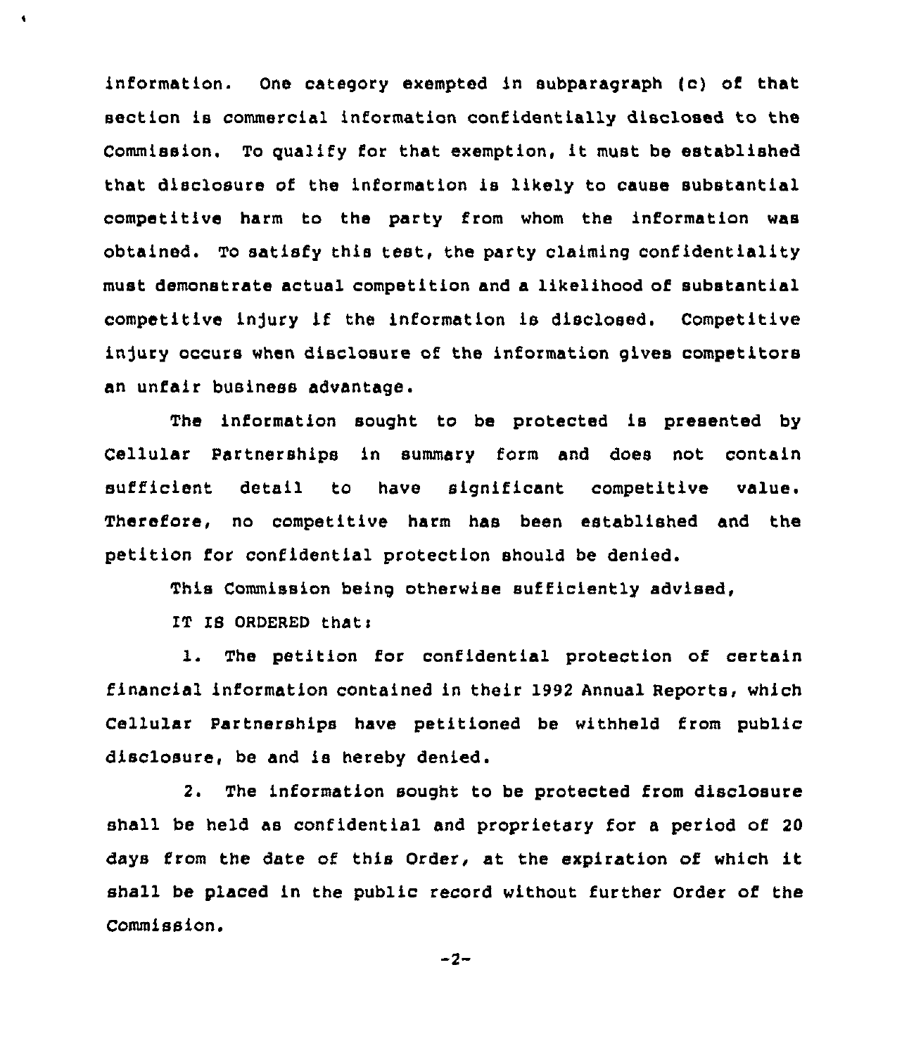information. One category exempted in subparagraph (c) of that section is commercial information confidentially disclosed to the Commission. To qualify for that exemption, it must be established that disclosure of the information is likely to cause substantial competitive harm to the party from whom the information was obtained. To satisfy this test, the party claiming confidentiality must demonstrate actual competition and a likelihood of substantial competitive injury if the information is disclosed. Competitive injury occurs when disclosure of the information gives competitors an unfair business advantage.

The information sought to be protected is presented by Cellular Partnerships in summary form and does not contain sufficient detail to have significant competitive value. Therefore, no competitive harm has been established and the petition for confidential protection should be denied.

This Commission being otherwise sufficiently advised,

IT IS ORDERED that:

1. The petition for confidential protection of certain financial information contained in their 1992 Annual Reports, which Cellular Partnerships have petitioned be withheld from public disclosure, be and is hereby denied.

2. The information sought to be protected from disclosure shall be held as confidential and proprietary for a period of 20 days from the date of this Order, at the expiration of which it shall be placed in the public record without further Order of the Commission.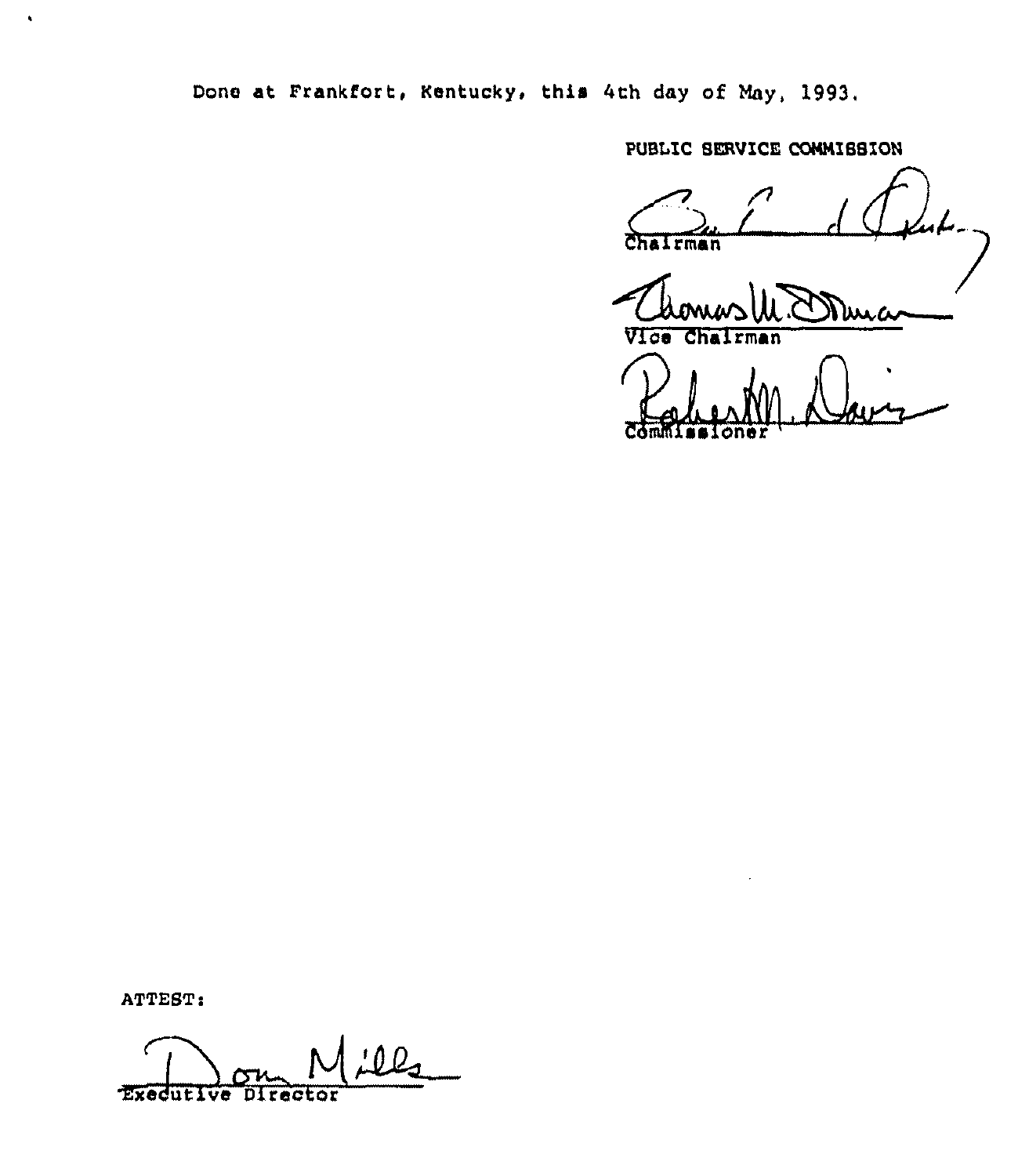Done at Frankfort, Kentucky, this 4th day of May, 1993.

PUBLIC SERVICE COMMISSION

Chairman

Vice Chairman

Commissioner

ATTEST:

Executive Director